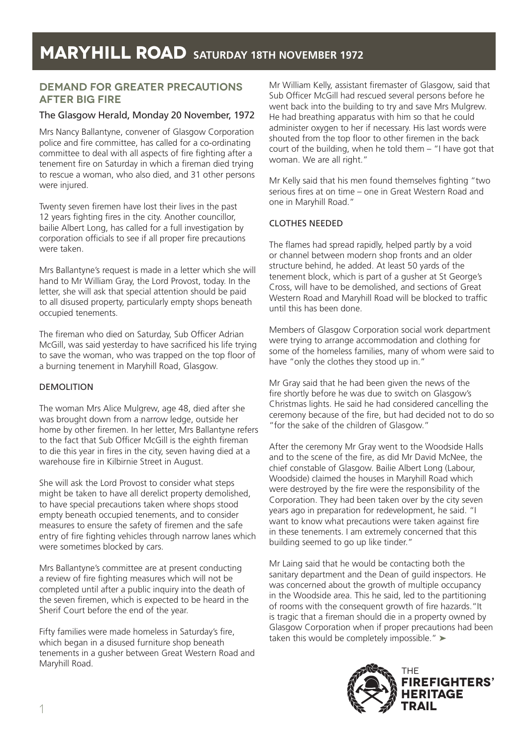# MARYHILL ROAD SATURDAY 18TH NOVEMBER 1972

## DEMAND FOR GREATER PRECAUTIONS AFTER BIG FIRE

### The Glasgow Herald, Monday 20 November, 1972

Mrs Nancy Ballantyne, convener of Glasgow Corporation police and fire committee, has called for a co-ordinating committee to deal with all aspects of fire fighting after a tenement fire on Saturday in which a fireman died trying to rescue a woman, who also died, and 31 other persons were injured.

Twenty seven firemen have lost their lives in the past 12 years fighting fires in the city. Another councillor, bailie Albert Long, has called for a full investigation by corporation officials to see if all proper fire precautions were taken.

Mrs Ballantyne's request is made in a letter which she will hand to Mr William Gray, the Lord Provost, today. In the letter, she will ask that special attention should be paid to all disused property, particularly empty shops beneath occupied tenements.

The fireman who died on Saturday, Sub Officer Adrian McGill, was said yesterday to have sacrificed his life trying to save the woman, who was trapped on the top floor of a burning tenement in Maryhill Road, Glasgow.

#### DEMOLITION

The woman Mrs Alice Mulgrew, age 48, died after she was brought down from a narrow ledge, outside her home by other firemen. In her letter, Mrs Ballantyne refers to the fact that Sub Officer McGill is the eighth fireman to die this year in fires in the city, seven having died at a warehouse fire in Kilbirnie Street in August.

She will ask the Lord Provost to consider what steps might be taken to have all derelict property demolished, to have special precautions taken where shops stood empty beneath occupied tenements, and to consider measures to ensure the safety of firemen and the safe entry of fire fighting vehicles through narrow lanes which were sometimes blocked by cars.

Mrs Ballantyne's committee are at present conducting a review of fire fighting measures which will not be completed until after a public inquiry into the death of the seven firemen, which is expected to be heard in the Sherif Court before the end of the year.

Fifty families were made homeless in Saturday's fire, which began in a disused furniture shop beneath tenements in a gusher between Great Western Road and Maryhill Road.

Mr William Kelly, assistant firemaster of Glasgow, said that Sub Officer McGill had rescued several persons before he went back into the building to try and save Mrs Mulgrew. He had breathing apparatus with him so that he could administer oxygen to her if necessary. His last words were shouted from the top floor to other firemen in the back court of the building, when he told them – "I have got that woman. We are all right."

Mr Kelly said that his men found themselves fighting "two serious fires at on time – one in Great Western Road and one in Maryhill Road."

#### CLOTHES NEEDED

The flames had spread rapidly, helped partly by a void or channel between modern shop fronts and an older structure behind, he added. At least 50 yards of the tenement block, which is part of a gusher at St George's Cross, will have to be demolished, and sections of Great Western Road and Maryhill Road will be blocked to traffic until this has been done.

Members of Glasgow Corporation social work department were trying to arrange accommodation and clothing for some of the homeless families, many of whom were said to have "only the clothes they stood up in."

Mr Gray said that he had been given the news of the fire shortly before he was due to switch on Glasgow's Christmas lights. He said he had considered cancelling the ceremony because of the fire, but had decided not to do so "for the sake of the children of Glasgow."

After the ceremony Mr Gray went to the Woodside Halls and to the scene of the fire, as did Mr David McNee, the chief constable of Glasgow. Bailie Albert Long (Labour, Woodside) claimed the houses in Maryhill Road which were destroyed by the fire were the responsibility of the Corporation. They had been taken over by the city seven years ago in preparation for redevelopment, he said. "I want to know what precautions were taken against fire in these tenements. I am extremely concerned that this building seemed to go up like tinder."

Mr Laing said that he would be contacting both the sanitary department and the Dean of guild inspectors. He was concerned about the growth of multiple occupancy in the Woodside area. This he said, led to the partitioning of rooms with the consequent growth of fire hazards. "It is tragic that a fireman should die in a property owned by Glasgow Corporation when if proper precautions had been taken this would be completely impossible." ➤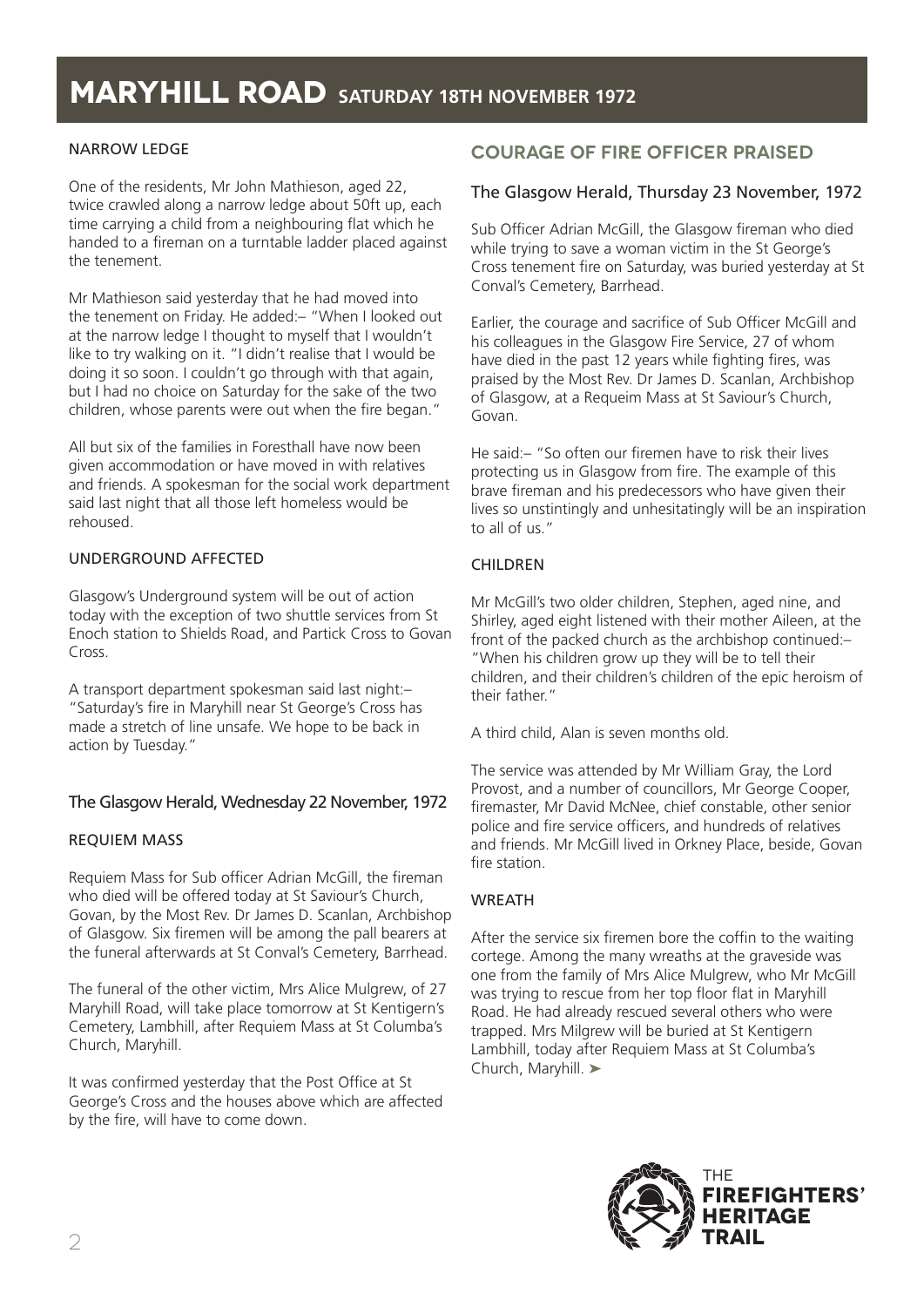# MARYHILL ROAD SATURDAY 18TH NOVEMBER 1972

NARROW LEDGE

One of the residents, Mr John Mathieson, aged 22, twice crawled along a narrow ledge about 50ft up, each time carrying a child from a neighbouring flat which he handed to a fireman on a turntable ladder placed against the tenement.

Mr Mathieson said yesterday that he had moved into the tenement on Friday. He added:– "When I looked out at the narrow ledge I thought to myself that I wouldn't like to try walking on it. "I didn't realise that I would be doing it so soon. I couldn't go through with that again, but I had no choice on Saturday for the sake of the two children, whose parents were out when the fire began."

All but six of the families in Foresthall have now been given accommodation or have moved in with relatives and friends. A spokesman for the social work department said last night that all those left homeless would be rehoused.

UNDERGROUND AFFECTED

Glasgow's Underground system will be out of action today with the exception of two shuttle services from St Enoch station to Shields Road, and Partick Cross to Govan Cross.

A transport department spokesman said last night:– "Saturday's fire in Maryhill near St George's Cross has made a stretch of line unsafe. We hope to be back in action by Tuesday."

### The Glasgow Herald, Wednesday 22 November, 1972

REQUIEM MASS

Requiem Mass for Sub officer Adrian McGill, the fireman who died will be offered today at St Saviour's Church, Govan, by the Most Rev. Dr James D. Scanlan, Archbishop of Glasgow. Six firemen will be among the pall bearers at the funeral afterwards at St Conval's Cemetery, Barrhead.

The funeral of the other victim, Mrs Alice Mulgrew, of 27 Maryhill Road, will take place tomorrow at St Kentigern's Cemetery, Lambhill, after Requiem Mass at St Columba's Church, Maryhill.

It was confirmed yesterday that the Post Office at St George's Cross and the houses above which are affected by the fire, will have to come down.

## COURAGE OF FIRE OFFICER PRAISED

### The Glasgow Herald, Thursday 23 November, 1972

Sub Officer Adrian McGill, the Glasgow fireman who died while trying to save a woman victim in the St George's Cross tenement fire on Saturday, was buried yesterday at St Conval's Cemetery, Barrhead.

Earlier, the courage and sacrifice of Sub Officer McGill and his colleagues in the Glasgow Fire Service, 27 of whom have died in the past 12 years while fighting fires, was praised by the Most Rev. Dr James D. Scanlan, Archbishop of Glasgow, at a Requeim Mass at St Saviour's Church, Govan.

He said:– "So often our firemen have to risk their lives protecting us in Glasgow from fire. The example of this brave fireman and his predecessors who have given their lives so unstintingly and unhesitatingly will be an inspiration to all of us."

CHILDREN

Mr McGill's two older children, Stephen, aged nine, and Shirley, aged eight listened with their mother Aileen, at the front of the packed church as the archbishop continued:– "When his children grow up they will be to tell their children, and their children's children of the epic heroism of their father."

A third child, Alan is seven months old.

The service was attended by Mr William Gray, the Lord Provost, and a number of councillors, Mr George Cooper, firemaster, Mr David McNee, chief constable, other senior police and fire service officers, and hundreds of relatives and friends. Mr McGill lived in Orkney Place, beside, Govan fire station.

WREATH

After the service six firemen bore the coffin to the waiting cortege. Among the many wreaths at the graveside was one from the family of Mrs Alice Mulgrew, who Mr McGill was trying to rescue from her top floor flat in Maryhill Road. He had already rescued several others who were trapped. Mrs Milgrew will be buried at St Kentigern Lambhill, today after Requiem Mass at St Columba's Church, Maryhill. ➤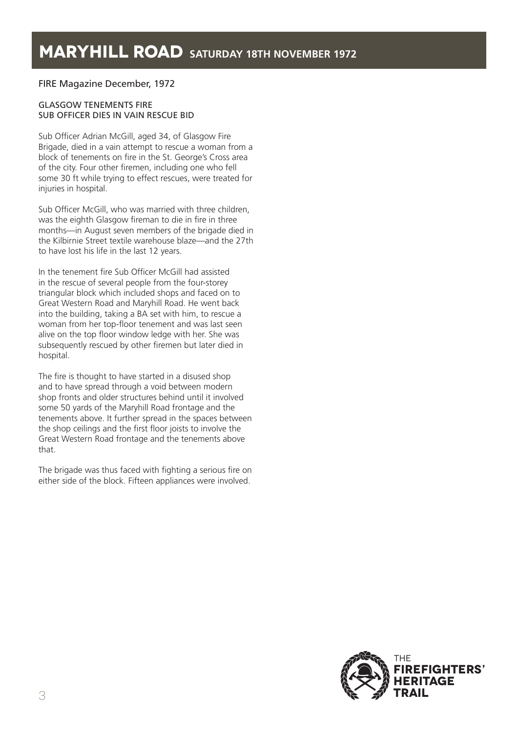# MARYHILL ROAD SATURDAY 18TH NOVEMBER 1972

FIRE Magazine December, 1972

GLASGOW TENEMENTS FIRE
SUB OFFICER DIES IN VAIN RESCUE BID

Sub Officer Adrian McGill, aged 34, of Glasgow Fire Brigade, died in a vain attempt to rescue a woman from a block of tenements on fire in the St. George's Cross area of the city. Four other firemen, including one who fell some 30 ft while trying to effect rescues, were treated for injuries in hospital.

Sub Officer McGill, who was married with three children, was the eighth Glasgow fireman to die in fire in three months—in August seven members of the brigade died in the Kilbirnie Street textile warehouse blaze—and the 27th to have lost his life in the last 12 years.

In the tenement fire Sub Officer McGill had assisted in the rescue of several people from the four-storey triangular block which included shops and faced on to Great Western Road and Maryhill Road. He went back into the building, taking a BA set with him, to rescue a woman from her top-floor tenement and was last seen alive on the top floor window ledge with her. She was subsequently rescued by other firemen but later died in hospital.

The fire is thought to have started in a disused shop and to have spread through a void between modern shop fronts and older structures behind until it involved some 50 yards of the Maryhill Road frontage and the tenements above. It further spread in the spaces between the shop ceilings and the first floor joists to involve the Great Western Road frontage and the tenements above that.

The brigade was thus faced with fighting a serious fire on either side of the block. Fifteen appliances were involved.